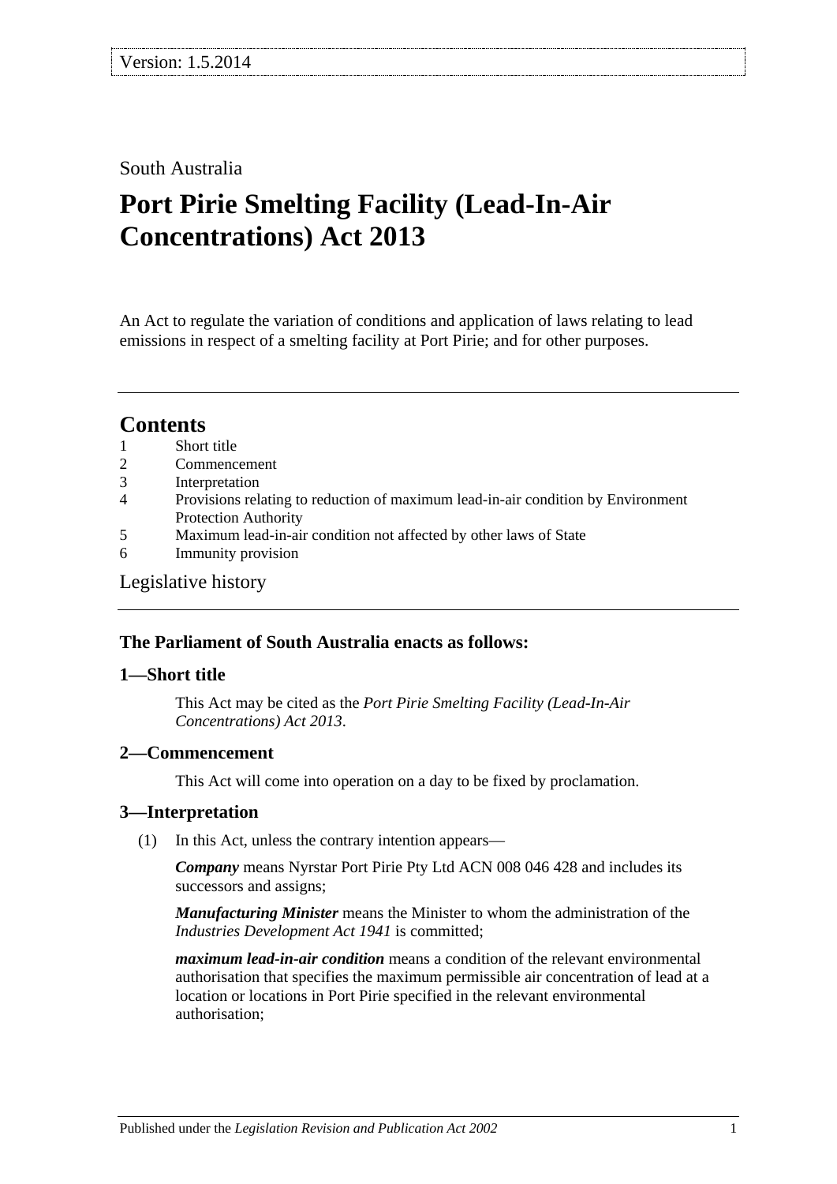South Australia

# Port Pirie Smelting Facility (Lead-In-Air Concentrations) Act 2013

An Act to regulate the variation of conditions and application of laws relating to lead emissions in respect of a smelting facility at Port Pirie; and for other purposes.

## Contents

1 Short title
2 Commencement
3 Interpretation
4 Provisions relating to reduction of maximum lead-in-air condition by Environment Protection Authority
5 Maximum lead-in-air condition not affected by other laws of State
6 Immunity provision

Legislative history

### The Parliament of South Australia enacts as follows:

### 1—Short title

This Act may be cited as the *Port Pirie Smelting Facility (Lead-In-Air Concentrations) Act 2013*.

### 2—Commencement

This Act will come into operation on a day to be fixed by proclamation.

### 3—Interpretation

(1) In this Act, unless the contrary intention appears—

***Company*** means Nyrstar Port Pirie Pty Ltd ACN 008 046 428 and includes its successors and assigns;

***Manufacturing Minister*** means the Minister to whom the administration of the *Industries Development Act 1941* is committed;

***maximum lead-in-air condition*** means a condition of the relevant environmental authorisation that specifies the maximum permissible air concentration of lead at a location or locations in Port Pirie specified in the relevant environmental authorisation;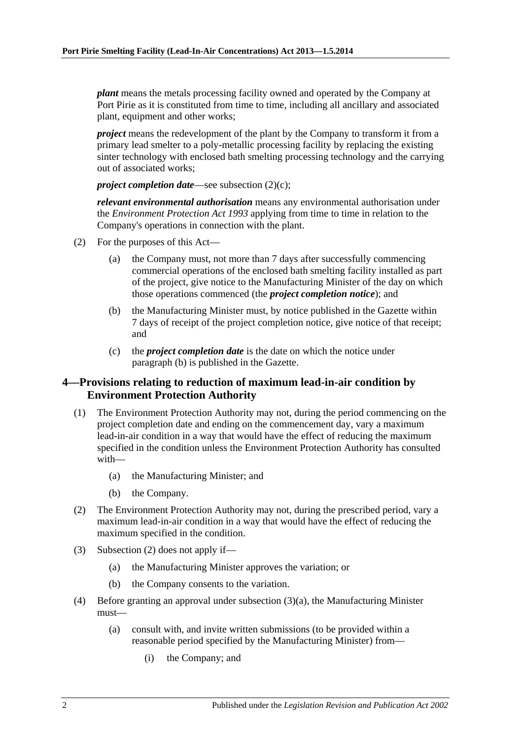***plant*** means the metals processing facility owned and operated by the Company at Port Pirie as it is constituted from time to time, including all ancillary and associated plant, equipment and other works;

***project*** means the redevelopment of the plant by the Company to transform it from a primary lead smelter to a poly-metallic processing facility by replacing the existing sinter technology with enclosed bath smelting processing technology and the carrying out of associated works;

***project completion date***—see subsection (2)(c);

***relevant environmental authorisation*** means any environmental authorisation under the *Environment Protection Act 1993* applying from time to time in relation to the Company's operations in connection with the plant.

(2) For the purposes of this Act—

(a) the Company must, not more than 7 days after successfully commencing commercial operations of the enclosed bath smelting facility installed as part of the project, give notice to the Manufacturing Minister of the day on which those operations commenced (the ***project completion notice***); and

(b) the Manufacturing Minister must, by notice published in the Gazette within 7 days of receipt of the project completion notice, give notice of that receipt; and

(c) the ***project completion date*** is the date on which the notice under paragraph (b) is published in the Gazette.

## 4—Provisions relating to reduction of maximum lead-in-air condition by Environment Protection Authority

(1) The Environment Protection Authority may not, during the period commencing on the project completion date and ending on the commencement day, vary a maximum lead-in-air condition in a way that would have the effect of reducing the maximum specified in the condition unless the Environment Protection Authority has consulted with—

(a) the Manufacturing Minister; and

(b) the Company.

(2) The Environment Protection Authority may not, during the prescribed period, vary a maximum lead-in-air condition in a way that would have the effect of reducing the maximum specified in the condition.

(3) Subsection (2) does not apply if—

(a) the Manufacturing Minister approves the variation; or

(b) the Company consents to the variation.

(4) Before granting an approval under subsection (3)(a), the Manufacturing Minister must—

(a) consult with, and invite written submissions (to be provided within a reasonable period specified by the Manufacturing Minister) from—

(i) the Company; and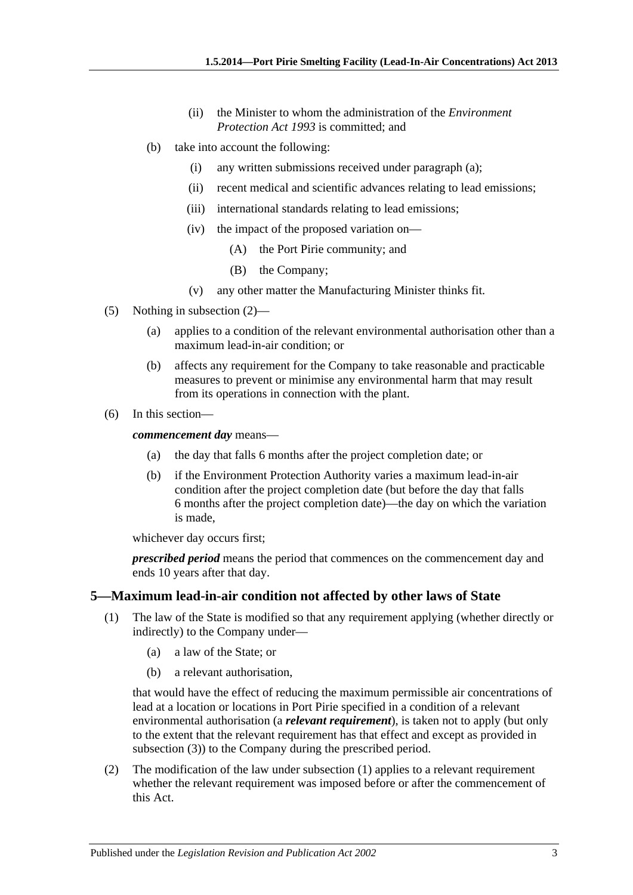(ii) the Minister to whom the administration of the *Environment Protection Act 1993* is committed; and

(b) take into account the following:

(i) any written submissions received under paragraph (a);

(ii) recent medical and scientific advances relating to lead emissions;

(iii) international standards relating to lead emissions;

(iv) the impact of the proposed variation on—

(A) the Port Pirie community; and

(B) the Company;

(v) any other matter the Manufacturing Minister thinks fit.

(5) Nothing in subsection (2)—

(a) applies to a condition of the relevant environmental authorisation other than a maximum lead-in-air condition; or

(b) affects any requirement for the Company to take reasonable and practicable measures to prevent or minimise any environmental harm that may result from its operations in connection with the plant.

(6) In this section—

***commencement day*** means—

(a) the day that falls 6 months after the project completion date; or

(b) if the Environment Protection Authority varies a maximum lead-in-air condition after the project completion date (but before the day that falls 6 months after the project completion date)—the day on which the variation is made,

whichever day occurs first;

***prescribed period*** means the period that commences on the commencement day and ends 10 years after that day.

## 5—Maximum lead-in-air condition not affected by other laws of State

(1) The law of the State is modified so that any requirement applying (whether directly or indirectly) to the Company under—

(a) a law of the State; or

(b) a relevant authorisation,

that would have the effect of reducing the maximum permissible air concentrations of lead at a location or locations in Port Pirie specified in a condition of a relevant environmental authorisation (a ***relevant requirement***), is taken not to apply (but only to the extent that the relevant requirement has that effect and except as provided in subsection (3)) to the Company during the prescribed period.

(2) The modification of the law under subsection (1) applies to a relevant requirement whether the relevant requirement was imposed before or after the commencement of this Act.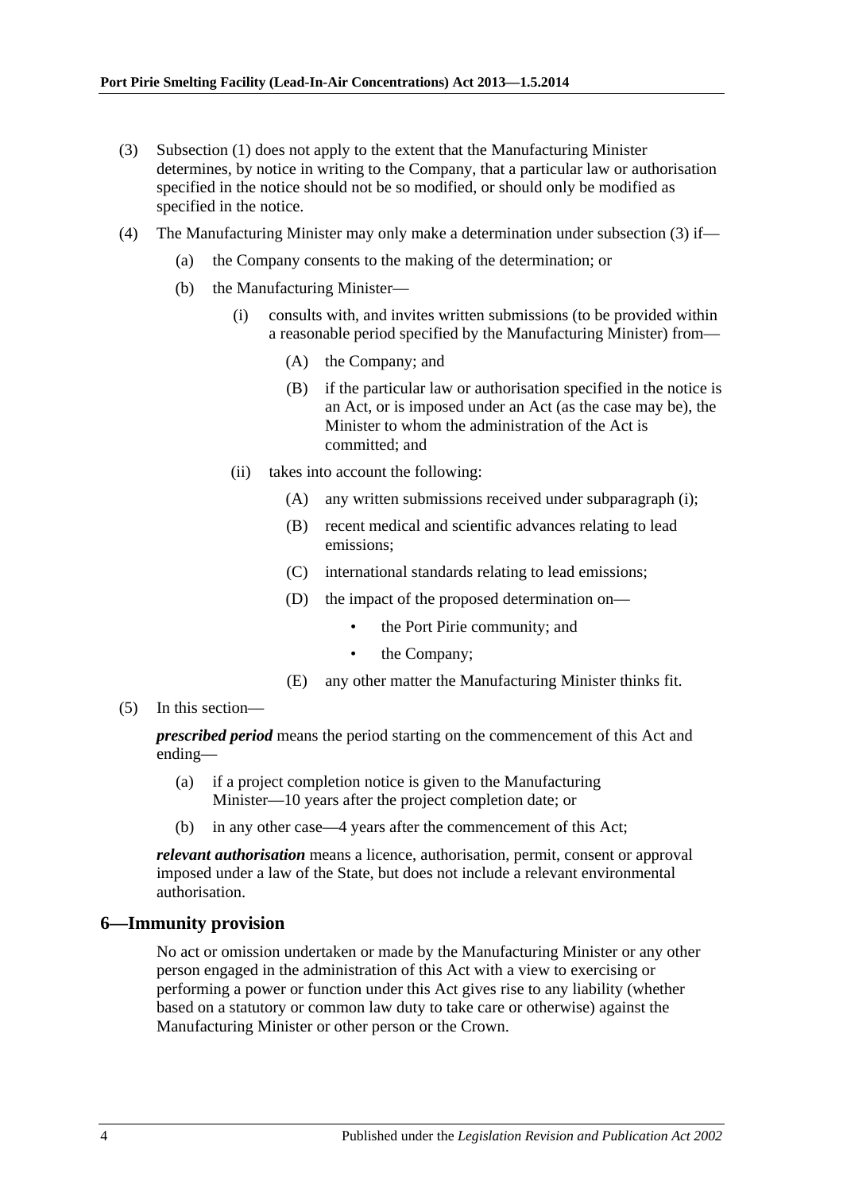(3) Subsection (1) does not apply to the extent that the Manufacturing Minister determines, by notice in writing to the Company, that a particular law or authorisation specified in the notice should not be so modified, or should only be modified as specified in the notice.

(4) The Manufacturing Minister may only make a determination under subsection (3) if—

  (a) the Company consents to the making of the determination; or

  (b) the Manufacturing Minister—

    (i) consults with, and invites written submissions (to be provided within a reasonable period specified by the Manufacturing Minister) from—

      (A) the Company; and

      (B) if the particular law or authorisation specified in the notice is an Act, or is imposed under an Act (as the case may be), the Minister to whom the administration of the Act is committed; and

    (ii) takes into account the following:

      (A) any written submissions received under subparagraph (i);

      (B) recent medical and scientific advances relating to lead emissions;

      (C) international standards relating to lead emissions;

      (D) the impact of the proposed determination on—

        - the Port Pirie community; and
        - the Company;

      (E) any other matter the Manufacturing Minister thinks fit.

(5) In this section—

***prescribed period*** means the period starting on the commencement of this Act and ending—

  (a) if a project completion notice is given to the Manufacturing Minister—10 years after the project completion date; or

  (b) in any other case—4 years after the commencement of this Act;

***relevant authorisation*** means a licence, authorisation, permit, consent or approval imposed under a law of the State, but does not include a relevant environmental authorisation.

## 6—Immunity provision

No act or omission undertaken or made by the Manufacturing Minister or any other person engaged in the administration of this Act with a view to exercising or performing a power or function under this Act gives rise to any liability (whether based on a statutory or common law duty to take care or otherwise) against the Manufacturing Minister or other person or the Crown.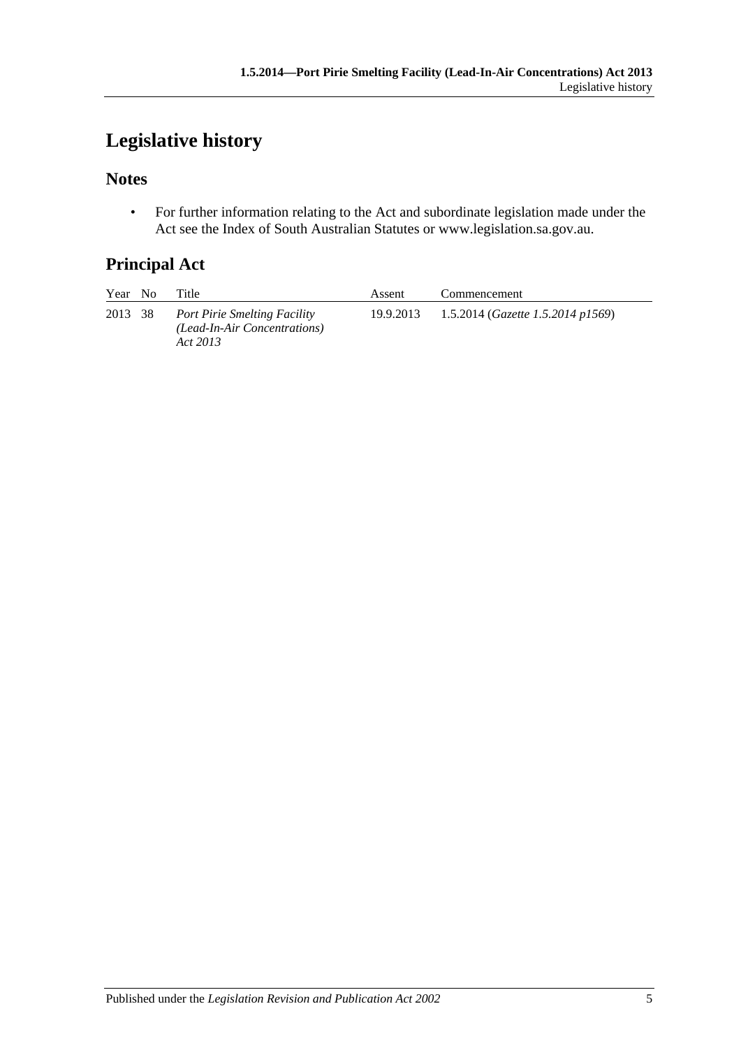# Legislative history

## Notes

- For further information relating to the Act and subordinate legislation made under the Act see the Index of South Australian Statutes or www.legislation.sa.gov.au.

## Principal Act

| Year | No | Title | Assent | Commencement |
|---|---|---|---|---|
| 2013 | 38 | *Port Pirie Smelting Facility (Lead-In-Air Concentrations) Act 2013* | 19.9.2013 | 1.5.2014 (*Gazette 1.5.2014 p1569*) |